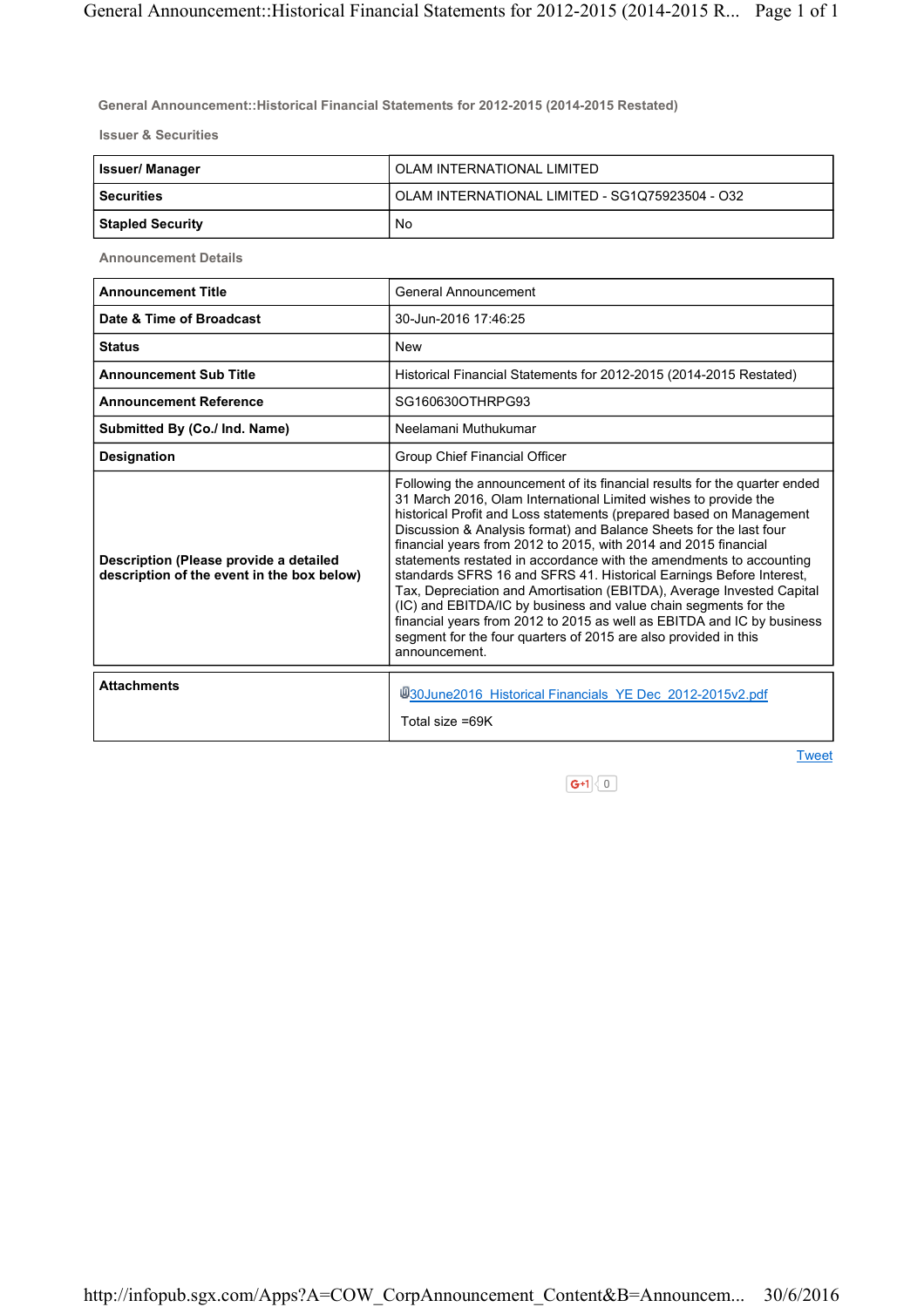## General Announcement::Historical Financial Statements for 2012-2015 (2014-2015 Restated)

### Issuer & Securities

| | |
|---|---|
| **Issuer/ Manager** | OLAM INTERNATIONAL LIMITED |
| **Securities** | OLAM INTERNATIONAL LIMITED - SG1Q75923504 - O32 |
| **Stapled Security** | No |

### Announcement Details

| | |
|---|---|
| **Announcement Title** | General Announcement |
| **Date & Time of Broadcast** | 30-Jun-2016 17:46:25 |
| **Status** | New |
| **Announcement Sub Title** | Historical Financial Statements for 2012-2015 (2014-2015 Restated) |
| **Announcement Reference** | SG160630OTHRPG93 |
| **Submitted By (Co./ Ind. Name)** | Neelamani Muthukumar |
| **Designation** | Group Chief Financial Officer |
| **Description (Please provide a detailed description of the event in the box below)** | Following the announcement of its financial results for the quarter ended 31 March 2016, Olam International Limited wishes to provide the historical Profit and Loss statements (prepared based on Management Discussion & Analysis format) and Balance Sheets for the last four financial years from 2012 to 2015, with 2014 and 2015 financial statements restated in accordance with the amendments to accounting standards SFRS 16 and SFRS 41. Historical Earnings Before Interest, Tax, Depreciation and Amortisation (EBITDA), Average Invested Capital (IC) and EBITDA/IC by business and value chain segments for the financial years from 2012 to 2015 as well as EBITDA and IC by business segment for the four quarters of 2015 are also provided in this announcement. |

| | |
|---|---|
| **Attachments** | 30June2016_Historical Financials_YE Dec_2012-2015v2.pdf<br>Total size =69K |

Tweet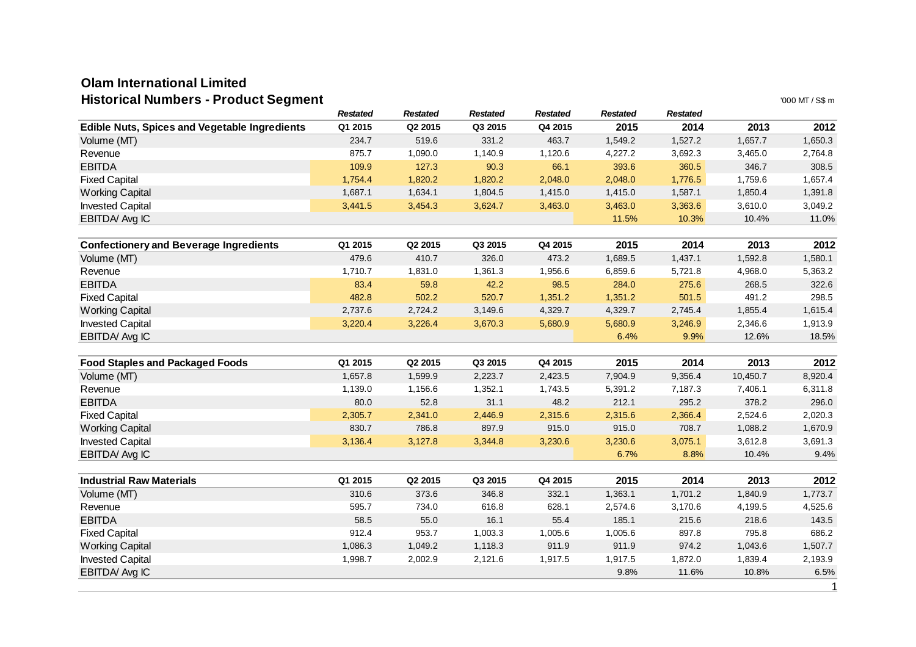# Olam International Limited

## Historical Numbers - Product Segment

'000 MT / S$ m

| | *Restated* | *Restated* | *Restated* | *Restated* | *Restated* | *Restated* | | |
|---|---|---|---|---|---|---|---|---|
| **Edible Nuts, Spices and Vegetable Ingredients** | **Q1 2015** | **Q2 2015** | **Q3 2015** | **Q4 2015** | **2015** | **2014** | **2013** | **2012** |
| Volume (MT) | 234.7 | 519.6 | 331.2 | 463.7 | 1,549.2 | 1,527.2 | 1,657.7 | 1,650.3 |
| Revenue | 875.7 | 1,090.0 | 1,140.9 | 1,120.6 | 4,227.2 | 3,692.3 | 3,465.0 | 2,764.8 |
| EBITDA | 109.9 | 127.3 | 90.3 | 66.1 | 393.6 | 360.5 | 346.7 | 308.5 |
| Fixed Capital | 1,754.4 | 1,820.2 | 1,820.2 | 2,048.0 | 2,048.0 | 1,776.5 | 1,759.6 | 1,657.4 |
| Working Capital | 1,687.1 | 1,634.1 | 1,804.5 | 1,415.0 | 1,415.0 | 1,587.1 | 1,850.4 | 1,391.8 |
| Invested Capital | 3,441.5 | 3,454.3 | 3,624.7 | 3,463.0 | 3,463.0 | 3,363.6 | 3,610.0 | 3,049.2 |
| EBITDA/ Avg IC | | | | | 11.5% | 10.3% | 10.4% | 11.0% |

| **Confectionery and Beverage Ingredients** | **Q1 2015** | **Q2 2015** | **Q3 2015** | **Q4 2015** | **2015** | **2014** | **2013** | **2012** |
|---|---|---|---|---|---|---|---|---|
| Volume (MT) | 479.6 | 410.7 | 326.0 | 473.2 | 1,689.5 | 1,437.1 | 1,592.8 | 1,580.1 |
| Revenue | 1,710.7 | 1,831.0 | 1,361.3 | 1,956.6 | 6,859.6 | 5,721.8 | 4,968.0 | 5,363.2 |
| EBITDA | 83.4 | 59.8 | 42.2 | 98.5 | 284.0 | 275.6 | 268.5 | 322.6 |
| Fixed Capital | 482.8 | 502.2 | 520.7 | 1,351.2 | 1,351.2 | 501.5 | 491.2 | 298.5 |
| Working Capital | 2,737.6 | 2,724.2 | 3,149.6 | 4,329.7 | 4,329.7 | 2,745.4 | 1,855.4 | 1,615.4 |
| Invested Capital | 3,220.4 | 3,226.4 | 3,670.3 | 5,680.9 | 5,680.9 | 3,246.9 | 2,346.6 | 1,913.9 |
| EBITDA/ Avg IC | | | | | 6.4% | 9.9% | 12.6% | 18.5% |

| **Food Staples and Packaged Foods** | **Q1 2015** | **Q2 2015** | **Q3 2015** | **Q4 2015** | **2015** | **2014** | **2013** | **2012** |
|---|---|---|---|---|---|---|---|---|
| Volume (MT) | 1,657.8 | 1,599.9 | 2,223.7 | 2,423.5 | 7,904.9 | 9,356.4 | 10,450.7 | 8,920.4 |
| Revenue | 1,139.0 | 1,156.6 | 1,352.1 | 1,743.5 | 5,391.2 | 7,187.3 | 7,406.1 | 6,311.8 |
| EBITDA | 80.0 | 52.8 | 31.1 | 48.2 | 212.1 | 295.2 | 378.2 | 296.0 |
| Fixed Capital | 2,305.7 | 2,341.0 | 2,446.9 | 2,315.6 | 2,315.6 | 2,366.4 | 2,524.6 | 2,020.3 |
| Working Capital | 830.7 | 786.8 | 897.9 | 915.0 | 915.0 | 708.7 | 1,088.2 | 1,670.9 |
| Invested Capital | 3,136.4 | 3,127.8 | 3,344.8 | 3,230.6 | 3,230.6 | 3,075.1 | 3,612.8 | 3,691.3 |
| EBITDA/ Avg IC | | | | | 6.7% | 8.8% | 10.4% | 9.4% |

| **Industrial Raw Materials** | **Q1 2015** | **Q2 2015** | **Q3 2015** | **Q4 2015** | **2015** | **2014** | **2013** | **2012** |
|---|---|---|---|---|---|---|---|---|
| Volume (MT) | 310.6 | 373.6 | 346.8 | 332.1 | 1,363.1 | 1,701.2 | 1,840.9 | 1,773.7 |
| Revenue | 595.7 | 734.0 | 616.8 | 628.1 | 2,574.6 | 3,170.6 | 4,199.5 | 4,525.6 |
| EBITDA | 58.5 | 55.0 | 16.1 | 55.4 | 185.1 | 215.6 | 218.6 | 143.5 |
| Fixed Capital | 912.4 | 953.7 | 1,003.3 | 1,005.6 | 1,005.6 | 897.8 | 795.8 | 686.2 |
| Working Capital | 1,086.3 | 1,049.2 | 1,118.3 | 911.9 | 911.9 | 974.2 | 1,043.6 | 1,507.7 |
| Invested Capital | 1,998.7 | 2,002.9 | 2,121.6 | 1,917.5 | 1,917.5 | 1,872.0 | 1,839.4 | 2,193.9 |
| EBITDA/ Avg IC | | | | | 9.8% | 11.6% | 10.8% | 6.5% |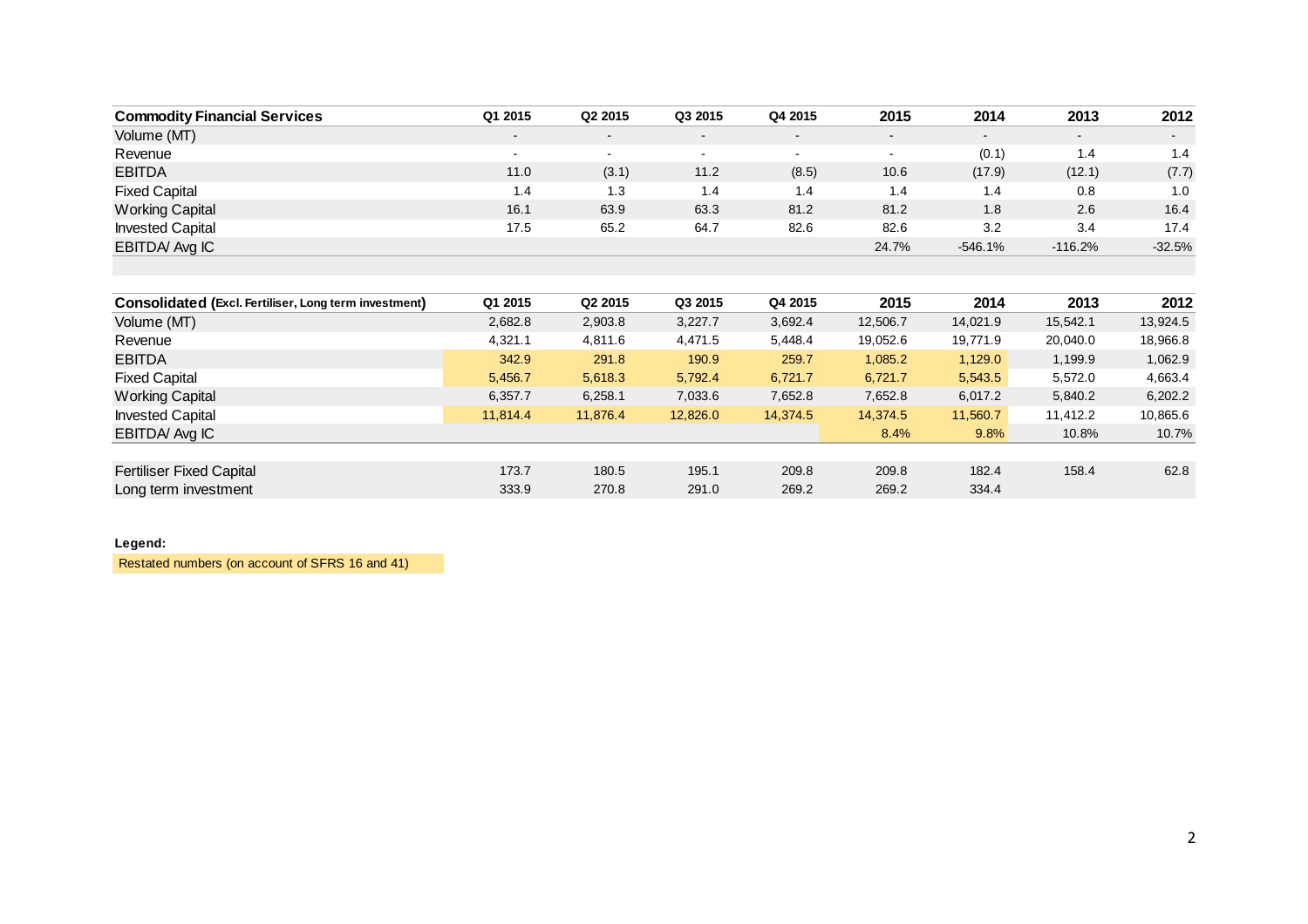| Commodity Financial Services | Q1 2015 | Q2 2015 | Q3 2015 | Q4 2015 | 2015 | 2014 | 2013 | 2012 |
|---|---|---|---|---|---|---|---|---|
| Volume (MT) | - | - | - | - | - | - | - | - |
| Revenue | - | - | - | - | - | (0.1) | 1.4 | 1.4 |
| EBITDA | 11.0 | (3.1) | 11.2 | (8.5) | 10.6 | (17.9) | (12.1) | (7.7) |
| Fixed Capital | 1.4 | 1.3 | 1.4 | 1.4 | 1.4 | 1.4 | 0.8 | 1.0 |
| Working Capital | 16.1 | 63.9 | 63.3 | 81.2 | 81.2 | 1.8 | 2.6 | 16.4 |
| Invested Capital | 17.5 | 65.2 | 64.7 | 82.6 | 82.6 | 3.2 | 3.4 | 17.4 |
| EBITDA/ Avg IC | | | | | 24.7% | -546.1% | -116.2% | -32.5% |

| Consolidated (Excl. Fertiliser, Long term investment) | Q1 2015 | Q2 2015 | Q3 2015 | Q4 2015 | 2015 | 2014 | 2013 | 2012 |
|---|---|---|---|---|---|---|---|---|
| Volume (MT) | 2,682.8 | 2,903.8 | 3,227.7 | 3,692.4 | 12,506.7 | 14,021.9 | 15,542.1 | 13,924.5 |
| Revenue | 4,321.1 | 4,811.6 | 4,471.5 | 5,448.4 | 19,052.6 | 19,771.9 | 20,040.0 | 18,966.8 |
| EBITDA | 342.9 | 291.8 | 190.9 | 259.7 | 1,085.2 | 1,129.0 | 1,199.9 | 1,062.9 |
| Fixed Capital | 5,456.7 | 5,618.3 | 5,792.4 | 6,721.7 | 6,721.7 | 5,543.5 | 5,572.0 | 4,663.4 |
| Working Capital | 6,357.7 | 6,258.1 | 7,033.6 | 7,652.8 | 7,652.8 | 6,017.2 | 5,840.2 | 6,202.2 |
| Invested Capital | 11,814.4 | 11,876.4 | 12,826.0 | 14,374.5 | 14,374.5 | 11,560.7 | 11,412.2 | 10,865.6 |
| EBITDA/ Avg IC | | | | | 8.4% | 9.8% | 10.8% | 10.7% |
| | | | | | | | | |
| Fertiliser Fixed Capital | 173.7 | 180.5 | 195.1 | 209.8 | 209.8 | 182.4 | 158.4 | 62.8 |
| Long term investment | 333.9 | 270.8 | 291.0 | 269.2 | 269.2 | 334.4 | | |

**Legend:**

Restated numbers (on account of SFRS 16 and 41)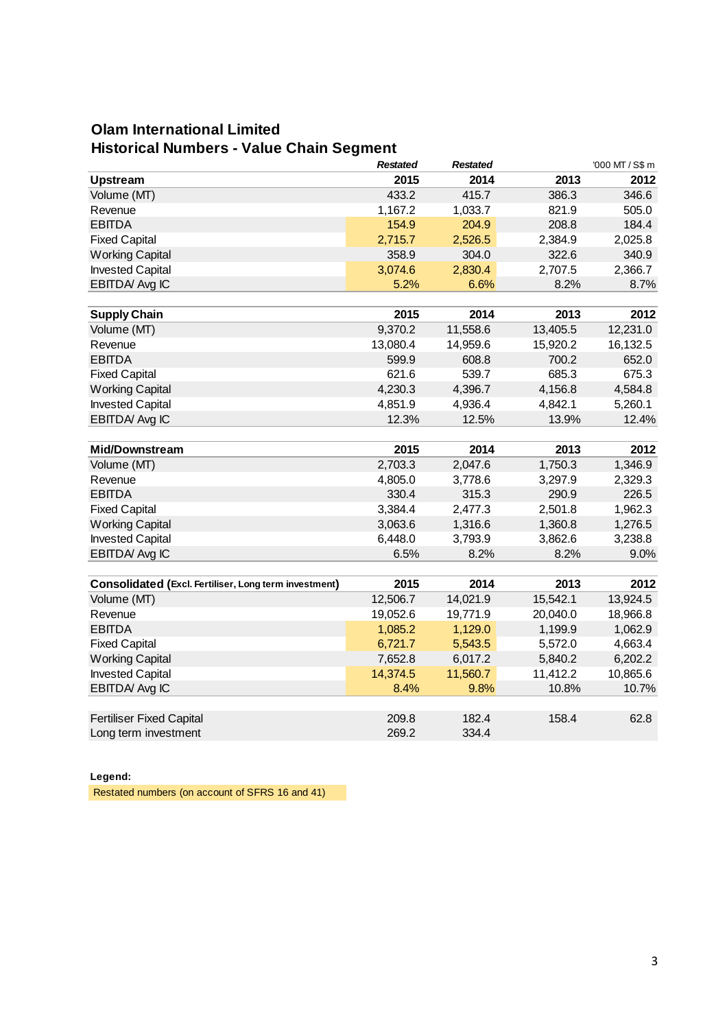## Olam International Limited
## Historical Numbers - Value Chain Segment

| | *Restated* | *Restated* | | '000 MT / S$ m |
|---|---|---|---|---|
| **Upstream** | **2015** | **2014** | **2013** | **2012** |
| Volume (MT) | 433.2 | 415.7 | 386.3 | 346.6 |
| Revenue | 1,167.2 | 1,033.7 | 821.9 | 505.0 |
| EBITDA | 154.9 | 204.9 | 208.8 | 184.4 |
| Fixed Capital | 2,715.7 | 2,526.5 | 2,384.9 | 2,025.8 |
| Working Capital | 358.9 | 304.0 | 322.6 | 340.9 |
| Invested Capital | 3,074.6 | 2,830.4 | 2,707.5 | 2,366.7 |
| EBITDA/ Avg IC | 5.2% | 6.6% | 8.2% | 8.7% |

| **Supply Chain** | **2015** | **2014** | **2013** | **2012** |
|---|---|---|---|---|
| Volume (MT) | 9,370.2 | 11,558.6 | 13,405.5 | 12,231.0 |
| Revenue | 13,080.4 | 14,959.6 | 15,920.2 | 16,132.5 |
| EBITDA | 599.9 | 608.8 | 700.2 | 652.0 |
| Fixed Capital | 621.6 | 539.7 | 685.3 | 675.3 |
| Working Capital | 4,230.3 | 4,396.7 | 4,156.8 | 4,584.8 |
| Invested Capital | 4,851.9 | 4,936.4 | 4,842.1 | 5,260.1 |
| EBITDA/ Avg IC | 12.3% | 12.5% | 13.9% | 12.4% |

| **Mid/Downstream** | **2015** | **2014** | **2013** | **2012** |
|---|---|---|---|---|
| Volume (MT) | 2,703.3 | 2,047.6 | 1,750.3 | 1,346.9 |
| Revenue | 4,805.0 | 3,778.6 | 3,297.9 | 2,329.3 |
| EBITDA | 330.4 | 315.3 | 290.9 | 226.5 |
| Fixed Capital | 3,384.4 | 2,477.3 | 2,501.8 | 1,962.3 |
| Working Capital | 3,063.6 | 1,316.6 | 1,360.8 | 1,276.5 |
| Invested Capital | 6,448.0 | 3,793.9 | 3,862.6 | 3,238.8 |
| EBITDA/ Avg IC | 6.5% | 8.2% | 8.2% | 9.0% |

| **Consolidated (Excl. Fertiliser, Long term investment)** | **2015** | **2014** | **2013** | **2012** |
|---|---|---|---|---|
| Volume (MT) | 12,506.7 | 14,021.9 | 15,542.1 | 13,924.5 |
| Revenue | 19,052.6 | 19,771.9 | 20,040.0 | 18,966.8 |
| EBITDA | 1,085.2 | 1,129.0 | 1,199.9 | 1,062.9 |
| Fixed Capital | 6,721.7 | 5,543.5 | 5,572.0 | 4,663.4 |
| Working Capital | 7,652.8 | 6,017.2 | 5,840.2 | 6,202.2 |
| Invested Capital | 14,374.5 | 11,560.7 | 11,412.2 | 10,865.6 |
| EBITDA/ Avg IC | 8.4% | 9.8% | 10.8% | 10.7% |

| | | | | |
|---|---|---|---|---|
| Fertiliser Fixed Capital | 209.8 | 182.4 | 158.4 | 62.8 |
| Long term investment | 269.2 | 334.4 | | |

**Legend:**

Restated numbers (on account of SFRS 16 and 41)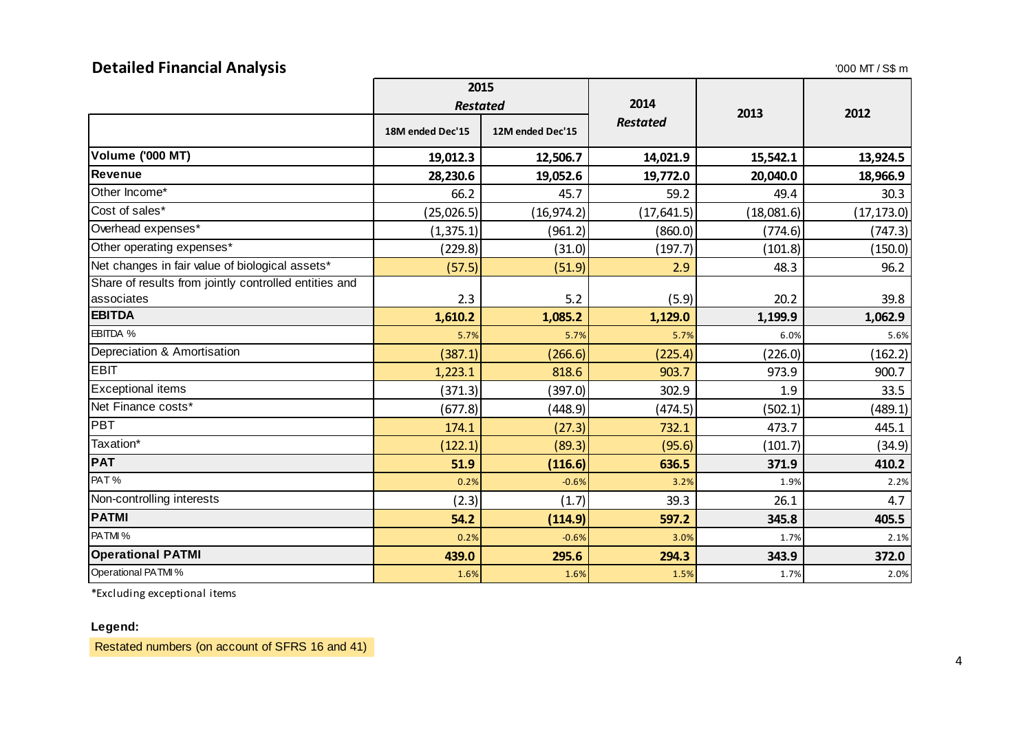## Detailed Financial Analysis

'000 MT / S$ m

| | 2015 *Restated* | | 2014 *Restated* | 2013 | 2012 |
|---|---|---|---|---|---|
| | 18M ended Dec'15 | 12M ended Dec'15 | | | |
| **Volume ('000 MT)** | **19,012.3** | **12,506.7** | **14,021.9** | **15,542.1** | **13,924.5** |
| **Revenue** | **28,230.6** | **19,052.6** | **19,772.0** | **20,040.0** | **18,966.9** |
| Other Income* | 66.2 | 45.7 | 59.2 | 49.4 | 30.3 |
| Cost of sales* | (25,026.5) | (16,974.2) | (17,641.5) | (18,081.6) | (17,173.0) |
| Overhead expenses* | (1,375.1) | (961.2) | (860.0) | (774.6) | (747.3) |
| Other operating expenses* | (229.8) | (31.0) | (197.7) | (101.8) | (150.0) |
| Net changes in fair value of biological assets* | (57.5) | (51.9) | 2.9 | 48.3 | 96.2 |
| Share of results from jointly controlled entities and associates | 2.3 | 5.2 | (5.9) | 20.2 | 39.8 |
| **EBITDA** | **1,610.2** | **1,085.2** | **1,129.0** | **1,199.9** | **1,062.9** |
| EBITDA % | 5.7% | 5.7% | 5.7% | 6.0% | 5.6% |
| Depreciation & Amortisation | (387.1) | (266.6) | (225.4) | (226.0) | (162.2) |
| EBIT | 1,223.1 | 818.6 | 903.7 | 973.9 | 900.7 |
| Exceptional items | (371.3) | (397.0) | 302.9 | 1.9 | 33.5 |
| Net Finance costs* | (677.8) | (448.9) | (474.5) | (502.1) | (489.1) |
| PBT | 174.1 | (27.3) | 732.1 | 473.7 | 445.1 |
| Taxation* | (122.1) | (89.3) | (95.6) | (101.7) | (34.9) |
| **PAT** | **51.9** | **(116.6)** | **636.5** | **371.9** | **410.2** |
| PAT % | 0.2% | -0.6% | 3.2% | 1.9% | 2.2% |
| Non-controlling interests | (2.3) | (1.7) | 39.3 | 26.1 | 4.7 |
| **PATMI** | **54.2** | **(114.9)** | **597.2** | **345.8** | **405.5** |
| PATMI % | 0.2% | -0.6% | 3.0% | 1.7% | 2.1% |
| **Operational PATMI** | **439.0** | **295.6** | **294.3** | **343.9** | **372.0** |
| Operational PATMI % | 1.6% | 1.6% | 1.5% | 1.7% | 2.0% |

*Excluding exceptional items

**Legend:**

Restated numbers (on account of SFRS 16 and 41)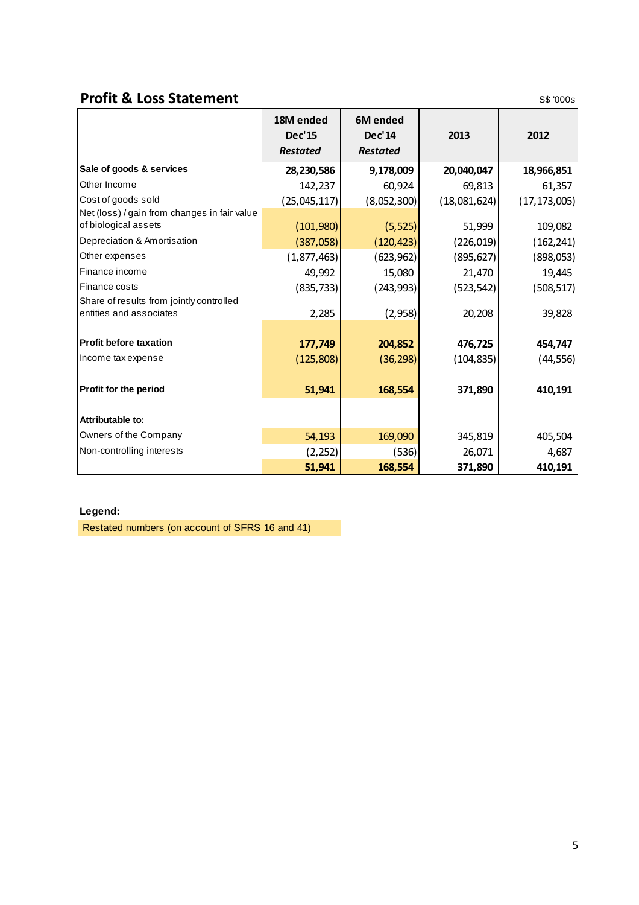## Profit & Loss Statement

S$ '000s

| | 18M ended Dec'15 *Restated* | 6M ended Dec'14 *Restated* | 2013 | 2012 |
|---|---|---|---|---|
| **Sale of goods & services** | **28,230,586** | **9,178,009** | **20,040,047** | **18,966,851** |
| Other Income | 142,237 | 60,924 | 69,813 | 61,357 |
| Cost of goods sold | (25,045,117) | (8,052,300) | (18,081,624) | (17,173,005) |
| Net (loss) / gain from changes in fair value of biological assets | (101,980) | (5,525) | 51,999 | 109,082 |
| Depreciation & Amortisation | (387,058) | (120,423) | (226,019) | (162,241) |
| Other expenses | (1,877,463) | (623,962) | (895,627) | (898,053) |
| Finance income | 49,992 | 15,080 | 21,470 | 19,445 |
| Finance costs | (835,733) | (243,993) | (523,542) | (508,517) |
| Share of results from jointly controlled entities and associates | 2,285 | (2,958) | 20,208 | 39,828 |
| **Profit before taxation** | **177,749** | **204,852** | **476,725** | **454,747** |
| Income tax expense | (125,808) | (36,298) | (104,835) | (44,556) |
| **Profit for the period** | **51,941** | **168,554** | **371,890** | **410,191** |
| **Attributable to:** | | | | |
| Owners of the Company | 54,193 | 169,090 | 345,819 | 405,504 |
| Non-controlling interests | (2,252) | (536) | 26,071 | 4,687 |
| | **51,941** | **168,554** | **371,890** | **410,191** |

**Legend:**

Restated numbers (on account of SFRS 16 and 41)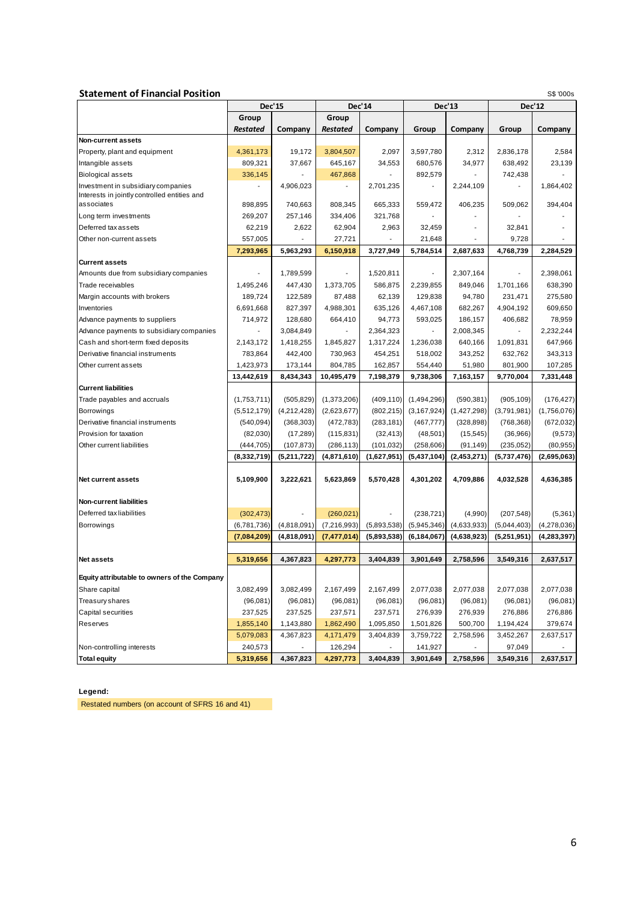## Statement of Financial Position

S$ '000s

| | Dec'15 | | Dec'14 | | Dec'13 | | Dec'12 | |
|---|---|---|---|---|---|---|---|---|
| | Group *Restated* | Company | Group *Restated* | Company | Group | Company | Group | Company |
| **Non-current assets** | | | | | | | | |
| Property, plant and equipment | 4,361,173 | 19,172 | 3,804,507 | 2,097 | 3,597,780 | 2,312 | 2,836,178 | 2,584 |
| Intangible assets | 809,321 | 37,667 | 645,167 | 34,553 | 680,576 | 34,977 | 638,492 | 23,139 |
| Biological assets | 336,145 | - | 467,868 | - | 892,579 | - | 742,438 | - |
| Investment in subsidiary companies | - | 4,906,023 | - | 2,701,235 | - | 2,244,109 | - | 1,864,402 |
| Interests in jointly controlled entities and associates | 898,895 | 740,663 | 808,345 | 665,333 | 559,472 | 406,235 | 509,062 | 394,404 |
| Long term investments | 269,207 | 257,146 | 334,406 | 321,768 | - | - | - | - |
| Deferred tax assets | 62,219 | 2,622 | 62,904 | 2,963 | 32,459 | - | 32,841 | - |
| Other non-current assets | 557,005 | - | 27,721 | - | 21,648 | - | 9,728 | - |
| | **7,293,965** | **5,963,293** | **6,150,918** | **3,727,949** | **5,784,514** | **2,687,633** | **4,768,739** | **2,284,529** |
| **Current assets** | | | | | | | | |
| Amounts due from subsidiary companies | - | 1,789,599 | - | 1,520,811 | - | 2,307,164 | - | 2,398,061 |
| Trade receivables | 1,495,246 | 447,430 | 1,373,705 | 586,875 | 2,239,855 | 849,046 | 1,701,166 | 638,390 |
| Margin accounts with brokers | 189,724 | 122,589 | 87,488 | 62,139 | 129,838 | 94,780 | 231,471 | 275,580 |
| Inventories | 6,691,668 | 827,397 | 4,988,301 | 635,126 | 4,467,108 | 682,267 | 4,904,192 | 609,650 |
| Advance payments to suppliers | 714,972 | 128,680 | 664,410 | 94,773 | 593,025 | 186,157 | 406,682 | 78,959 |
| Advance payments to subsidiary companies | - | 3,084,849 | - | 2,364,323 | - | 2,008,345 | - | 2,232,244 |
| Cash and short-term fixed deposits | 2,143,172 | 1,418,255 | 1,845,827 | 1,317,224 | 1,236,038 | 640,166 | 1,091,831 | 647,966 |
| Derivative financial instruments | 783,864 | 442,400 | 730,963 | 454,251 | 518,002 | 343,252 | 632,762 | 343,313 |
| Other current assets | 1,423,973 | 173,144 | 804,785 | 162,857 | 554,440 | 51,980 | 801,900 | 107,285 |
| | **13,442,619** | **8,434,343** | **10,495,479** | **7,198,379** | **9,738,306** | **7,163,157** | **9,770,004** | **7,331,448** |
| **Current liabilities** | | | | | | | | |
| Trade payables and accruals | (1,753,711) | (505,829) | (1,373,206) | (409,110) | (1,494,296) | (590,381) | (905,109) | (176,427) |
| Borrowings | (5,512,179) | (4,212,428) | (2,623,677) | (802,215) | (3,167,924) | (1,427,298) | (3,791,981) | (1,756,076) |
| Derivative financial instruments | (540,094) | (368,303) | (472,783) | (283,181) | (467,777) | (328,898) | (768,368) | (672,032) |
| Provision for taxation | (82,030) | (17,289) | (115,831) | (32,413) | (48,501) | (15,545) | (36,966) | (9,573) |
| Other current liabilities | (444,705) | (107,873) | (286,113) | (101,032) | (258,606) | (91,149) | (235,052) | (80,955) |
| | **(8,332,719)** | **(5,211,722)** | **(4,871,610)** | **(1,627,951)** | **(5,437,104)** | **(2,453,271)** | **(5,737,476)** | **(2,695,063)** |
| **Net current assets** | **5,109,900** | **3,222,621** | **5,623,869** | **5,570,428** | **4,301,202** | **4,709,886** | **4,032,528** | **4,636,385** |
| **Non-current liabilities** | | | | | | | | |
| Deferred tax liabilities | (302,473) | - | (260,021) | - | (238,721) | (4,990) | (207,548) | (5,361) |
| Borrowings | (6,781,736) | (4,818,091) | (7,216,993) | (5,893,538) | (5,945,346) | (4,633,933) | (5,044,403) | (4,278,036) |
| | **(7,084,209)** | **(4,818,091)** | **(7,477,014)** | **(5,893,538)** | **(6,184,067)** | **(4,638,923)** | **(5,251,951)** | **(4,283,397)** |
| **Net assets** | **5,319,656** | **4,367,823** | **4,297,773** | **3,404,839** | **3,901,649** | **2,758,596** | **3,549,316** | **2,637,517** |
| **Equity attributable to owners of the Company** | | | | | | | | |
| Share capital | 3,082,499 | 3,082,499 | 2,167,499 | 2,167,499 | 2,077,038 | 2,077,038 | 2,077,038 | 2,077,038 |
| Treasury shares | (96,081) | (96,081) | (96,081) | (96,081) | (96,081) | (96,081) | (96,081) | (96,081) |
| Capital securities | 237,525 | 237,525 | 237,571 | 237,571 | 276,939 | 276,939 | 276,886 | 276,886 |
| Reserves | 1,855,140 | 1,143,880 | 1,862,490 | 1,095,850 | 1,501,826 | 500,700 | 1,194,424 | 379,674 |
| | 5,079,083 | 4,367,823 | 4,171,479 | 3,404,839 | 3,759,722 | 2,758,596 | 3,452,267 | 2,637,517 |
| Non-controlling interests | 240,573 | - | 126,294 | - | 141,927 | - | 97,049 | - |
| **Total equity** | **5,319,656** | **4,367,823** | **4,297,773** | **3,404,839** | **3,901,649** | **2,758,596** | **3,549,316** | **2,637,517** |

**Legend:**

Restated numbers (on account of SFRS 16 and 41)